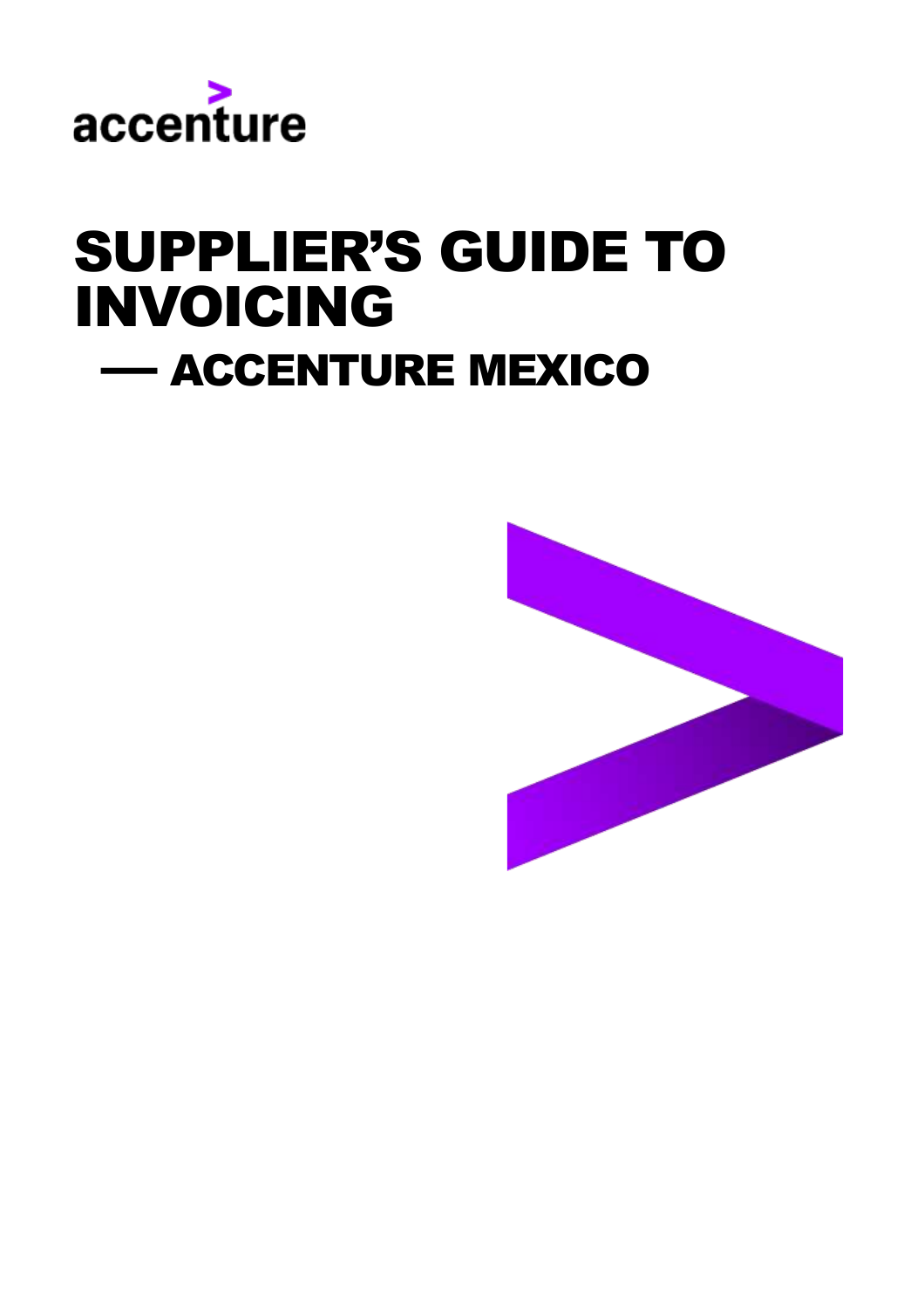accenture

# SUPPLIER'S GUIDE TO INVOICING

## — ACCENTURE MEXICO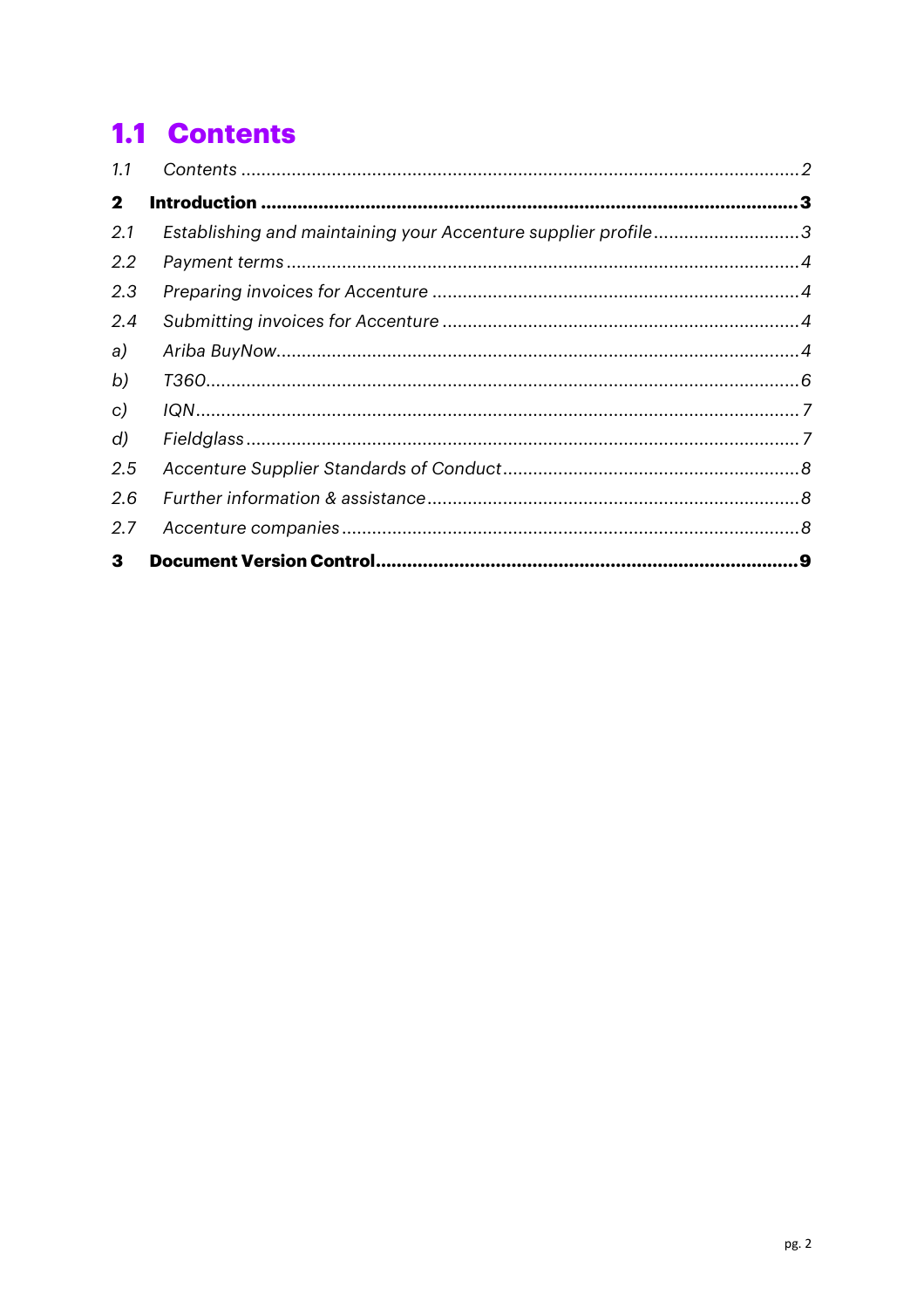## 1.1 Contents

1.1 Contents ........ 2

**2 Introduction ........ 3**

2.1 Establishing and maintaining your Accenture supplier profile ........ 3

2.2 Payment terms ........ 4

2.3 Preparing invoices for Accenture ........ 4

2.4 Submitting invoices for Accenture ........ 4

a) Ariba BuyNow ........ 4

b) T360 ........ 6

c) IQN ........ 7

d) Fieldglass ........ 7

2.5 Accenture Supplier Standards of Conduct ........ 8

2.6 Further information & assistance ........ 8

2.7 Accenture companies ........ 8

**3 Document Version Control ........ 9**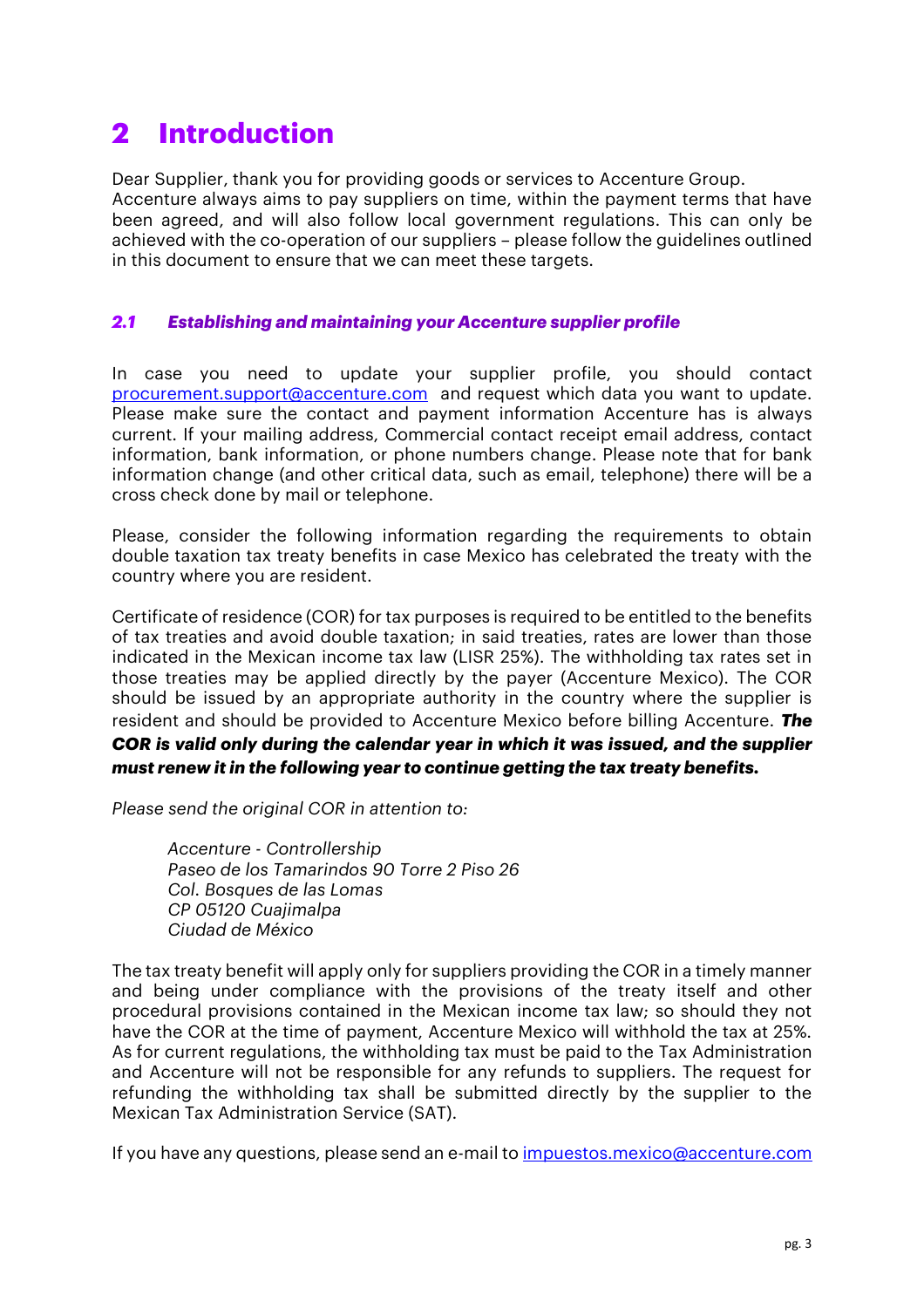# 2 Introduction

Dear Supplier, thank you for providing goods or services to Accenture Group. Accenture always aims to pay suppliers on time, within the payment terms that have been agreed, and will also follow local government regulations. This can only be achieved with the co-operation of our suppliers – please follow the guidelines outlined in this document to ensure that we can meet these targets.

### *2.1 Establishing and maintaining your Accenture supplier profile*

In case you need to update your supplier profile, you should contact procurement.support@accenture.com and request which data you want to update. Please make sure the contact and payment information Accenture has is always current. If your mailing address, Commercial contact receipt email address, contact information, bank information, or phone numbers change. Please note that for bank information change (and other critical data, such as email, telephone) there will be a cross check done by mail or telephone.

Please, consider the following information regarding the requirements to obtain double taxation tax treaty benefits in case Mexico has celebrated the treaty with the country where you are resident.

Certificate of residence (COR) for tax purposes is required to be entitled to the benefits of tax treaties and avoid double taxation; in said treaties, rates are lower than those indicated in the Mexican income tax law (LISR 25%). The withholding tax rates set in those treaties may be applied directly by the payer (Accenture Mexico). The COR should be issued by an appropriate authority in the country where the supplier is resident and should be provided to Accenture Mexico before billing Accenture. ***The COR is valid only during the calendar year in which it was issued, and the supplier must renew it in the following year to continue getting the tax treaty benefits.***

*Please send the original COR in attention to:*

> *Accenture - Controllership*
> *Paseo de los Tamarindos 90 Torre 2 Piso 26*
> *Col. Bosques de las Lomas*
> *CP 05120 Cuajimalpa*
> *Ciudad de México*

The tax treaty benefit will apply only for suppliers providing the COR in a timely manner and being under compliance with the provisions of the treaty itself and other procedural provisions contained in the Mexican income tax law; so should they not have the COR at the time of payment, Accenture Mexico will withhold the tax at 25%. As for current regulations, the withholding tax must be paid to the Tax Administration and Accenture will not be responsible for any refunds to suppliers. The request for refunding the withholding tax shall be submitted directly by the supplier to the Mexican Tax Administration Service (SAT).

If you have any questions, please send an e-mail to impuestos.mexico@accenture.com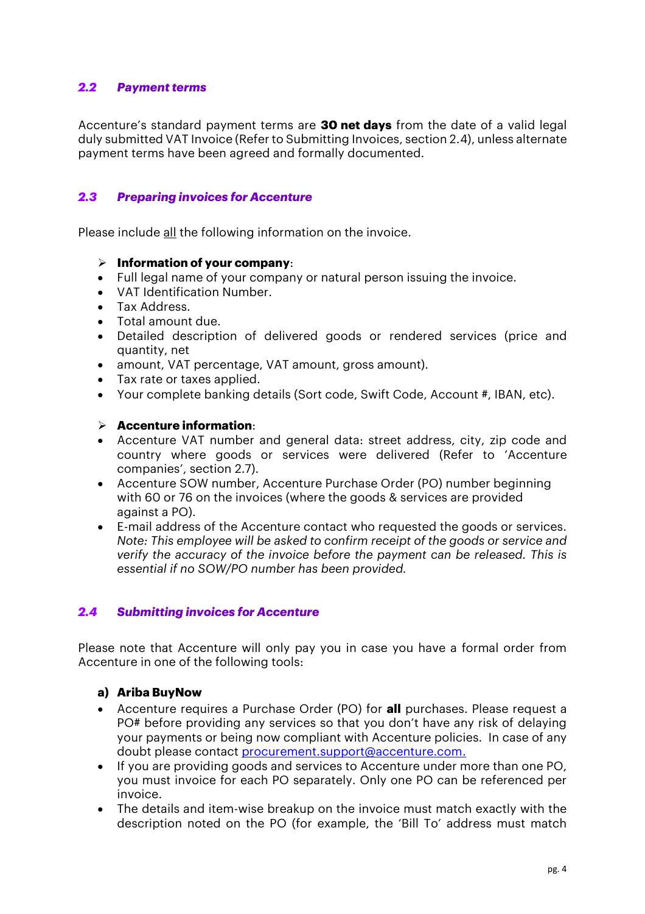## *2.2 Payment terms*

Accenture's standard payment terms are **30 net days** from the date of a valid legal duly submitted VAT Invoice (Refer to Submitting Invoices, section 2.4), unless alternate payment terms have been agreed and formally documented.

## *2.3 Preparing invoices for Accenture*

Please include all the following information on the invoice.

- **Information of your company**:
- Full legal name of your company or natural person issuing the invoice.
- VAT Identification Number.
- Tax Address.
- Total amount due.
- Detailed description of delivered goods or rendered services (price and quantity, net
- amount, VAT percentage, VAT amount, gross amount).
- Tax rate or taxes applied.
- Your complete banking details (Sort code, Swift Code, Account #, IBAN, etc).

- **Accenture information**:
- Accenture VAT number and general data: street address, city, zip code and country where goods or services were delivered (Refer to 'Accenture companies', section 2.7).
- Accenture SOW number, Accenture Purchase Order (PO) number beginning with 60 or 76 on the invoices (where the goods & services are provided against a PO).
- E-mail address of the Accenture contact who requested the goods or services. *Note: This employee will be asked to confirm receipt of the goods or service and verify the accuracy of the invoice before the payment can be released. This is essential if no SOW/PO number has been provided.*

## *2.4 Submitting invoices for Accenture*

Please note that Accenture will only pay you in case you have a formal order from Accenture in one of the following tools:

**a) Ariba BuyNow**

- Accenture requires a Purchase Order (PO) for **all** purchases. Please request a PO# before providing any services so that you don't have any risk of delaying your payments or being now compliant with Accenture policies. In case of any doubt please contact procurement.support@accenture.com.
- If you are providing goods and services to Accenture under more than one PO, you must invoice for each PO separately. Only one PO can be referenced per invoice.
- The details and item-wise breakup on the invoice must match exactly with the description noted on the PO (for example, the 'Bill To' address must match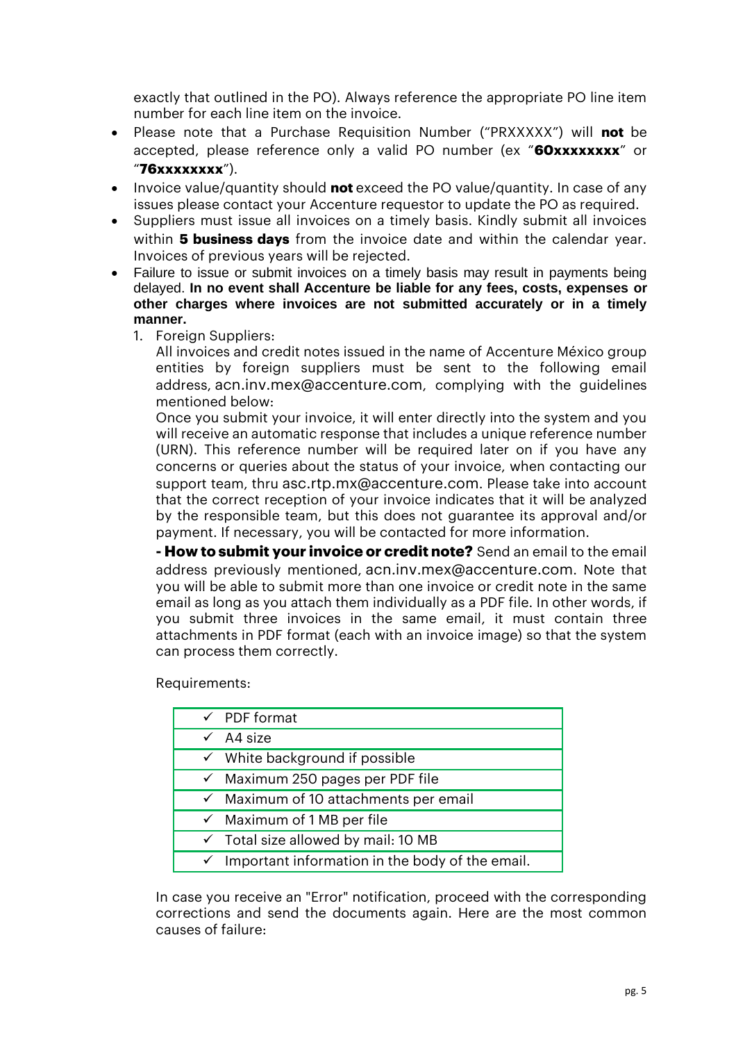exactly that outlined in the PO). Always reference the appropriate PO line item number for each line item on the invoice.

- Please note that a Purchase Requisition Number ("PRXXXXX") will **not** be accepted, please reference only a valid PO number (ex "**60xxxxxxxx**" or "**76xxxxxxxx**").
- Invoice value/quantity should **not** exceed the PO value/quantity. In case of any issues please contact your Accenture requestor to update the PO as required.
- Suppliers must issue all invoices on a timely basis. Kindly submit all invoices within **5 business days** from the invoice date and within the calendar year. Invoices of previous years will be rejected.
- Failure to issue or submit invoices on a timely basis may result in payments being delayed. **In no event shall Accenture be liable for any fees, costs, expenses or other charges where invoices are not submitted accurately or in a timely manner.**

1. Foreign Suppliers:

   All invoices and credit notes issued in the name of Accenture México group entities by foreign suppliers must be sent to the following email address, acn.inv.mex@accenture.com, complying with the guidelines mentioned below:

   Once you submit your invoice, it will enter directly into the system and you will receive an automatic response that includes a unique reference number (URN). This reference number will be required later on if you have any concerns or queries about the status of your invoice, when contacting our support team, thru asc.rtp.mx@accenture.com. Please take into account that the correct reception of your invoice indicates that it will be analyzed by the responsible team, but this does not guarantee its approval and/or payment. If necessary, you will be contacted for more information.

   **- How to submit your invoice or credit note?** Send an email to the email address previously mentioned, acn.inv.mex@accenture.com. Note that you will be able to submit more than one invoice or credit note in the same email as long as you attach them individually as a PDF file. In other words, if you submit three invoices in the same email, it must contain three attachments in PDF format (each with an invoice image) so that the system can process them correctly.

   Requirements:

   | Requirements |
   |---|
   | ✓ PDF format |
   | ✓ A4 size |
   | ✓ White background if possible |
   | ✓ Maximum 250 pages per PDF file |
   | ✓ Maximum of 10 attachments per email |
   | ✓ Maximum of 1 MB per file |
   | ✓ Total size allowed by mail: 10 MB |
   | ✓ Important information in the body of the email. |

   In case you receive an "Error" notification, proceed with the corresponding corrections and send the documents again. Here are the most common causes of failure: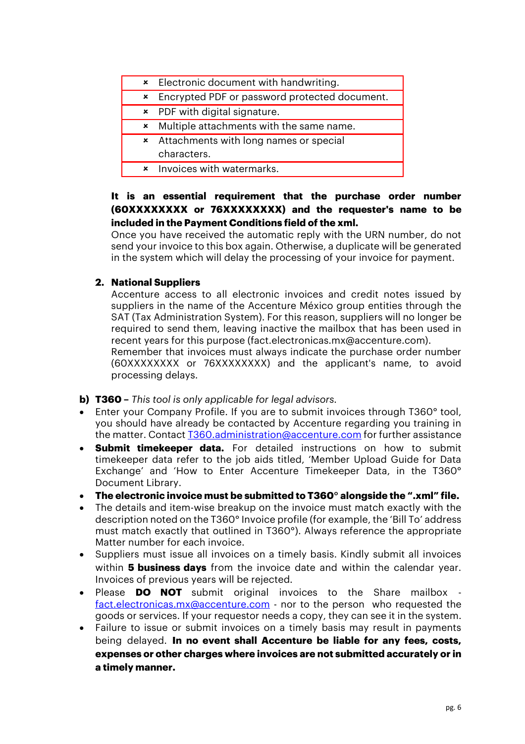| × Electronic document with handwriting. |
|---|
| × Encrypted PDF or password protected document. |
| × PDF with digital signature. |
| × Multiple attachments with the same name. |
| × Attachments with long names or special characters. |
| × Invoices with watermarks. |

**It is an essential requirement that the purchase order number (60XXXXXXXX or 76XXXXXXXX) and the requester's name to be included in the Payment Conditions field of the xml.**
Once you have received the automatic reply with the URN number, do not send your invoice to this box again. Otherwise, a duplicate will be generated in the system which will delay the processing of your invoice for payment.

2. **National Suppliers**
   Accenture access to all electronic invoices and credit notes issued by suppliers in the name of the Accenture México group entities through the SAT (Tax Administration System). For this reason, suppliers will no longer be required to send them, leaving inactive the mailbox that has been used in recent years for this purpose (fact.electronicas.mx@accenture.com).
   Remember that invoices must always indicate the purchase order number (60XXXXXXXX or 76XXXXXXXX) and the applicant's name, to avoid processing delays.

**b) T360 –** *This tool is only applicable for legal advisors.*

- Enter your Company Profile. If you are to submit invoices through T360° tool, you should have already be contacted by Accenture regarding you training in the matter. Contact T360.administration@accenture.com for further assistance
- **Submit timekeeper data.** For detailed instructions on how to submit timekeeper data refer to the job aids titled, 'Member Upload Guide for Data Exchange' and 'How to Enter Accenture Timekeeper Data, in the T360° Document Library.
- **The electronic invoice must be submitted to T360° alongside the ".xml" file.**
- The details and item-wise breakup on the invoice must match exactly with the description noted on the T360° Invoice profile (for example, the 'Bill To' address must match exactly that outlined in T360°). Always reference the appropriate Matter number for each invoice.
- Suppliers must issue all invoices on a timely basis. Kindly submit all invoices within **5 business days** from the invoice date and within the calendar year. Invoices of previous years will be rejected.
- Please **DO NOT** submit original invoices to the Share mailbox - fact.electronicas.mx@accenture.com - nor to the person who requested the goods or services. If your requestor needs a copy, they can see it in the system.
- Failure to issue or submit invoices on a timely basis may result in payments being delayed. **In no event shall Accenture be liable for any fees, costs, expenses or other charges where invoices are not submitted accurately or in a timely manner.**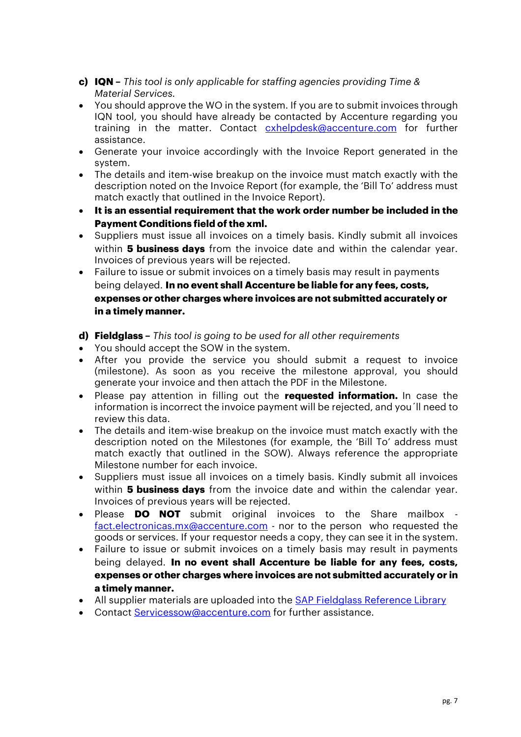**c) IQN –** *This tool is only applicable for staffing agencies providing Time & Material Services.*

- You should approve the WO in the system. If you are to submit invoices through IQN tool, you should have already be contacted by Accenture regarding you training in the matter. Contact [cxhelpdesk@accenture.com](mailto:cxhelpdesk@accenture.com) for further assistance.
- Generate your invoice accordingly with the Invoice Report generated in the system.
- The details and item-wise breakup on the invoice must match exactly with the description noted on the Invoice Report (for example, the 'Bill To' address must match exactly that outlined in the Invoice Report).
- **It is an essential requirement that the work order number be included in the Payment Conditions field of the xml.**
- Suppliers must issue all invoices on a timely basis. Kindly submit all invoices within **5 business days** from the invoice date and within the calendar year. Invoices of previous years will be rejected.
- Failure to issue or submit invoices on a timely basis may result in payments being delayed. **In no event shall Accenture be liable for any fees, costs, expenses or other charges where invoices are not submitted accurately or in a timely manner.**

**d) Fieldglass –** *This tool is going to be used for all other requirements*

- You should accept the SOW in the system.
- After you provide the service you should submit a request to invoice (milestone). As soon as you receive the milestone approval, you should generate your invoice and then attach the PDF in the Milestone.
- Please pay attention in filling out the **requested information.** In case the information is incorrect the invoice payment will be rejected, and you´ll need to review this data.
- The details and item-wise breakup on the invoice must match exactly with the description noted on the Milestones (for example, the 'Bill To' address must match exactly that outlined in the SOW). Always reference the appropriate Milestone number for each invoice.
- Suppliers must issue all invoices on a timely basis. Kindly submit all invoices within **5 business days** from the invoice date and within the calendar year. Invoices of previous years will be rejected.
- Please **DO NOT** submit original invoices to the Share mailbox - [fact.electronicas.mx@accenture.com](mailto:fact.electronicas.mx@accenture.com) - nor to the person who requested the goods or services. If your requestor needs a copy, they can see it in the system.
- Failure to issue or submit invoices on a timely basis may result in payments being delayed. **In no event shall Accenture be liable for any fees, costs, expenses or other charges where invoices are not submitted accurately or in a timely manner.**
- All supplier materials are uploaded into the SAP Fieldglass Reference Library
- Contact [Servicessow@accenture.com](mailto:Servicessow@accenture.com) for further assistance.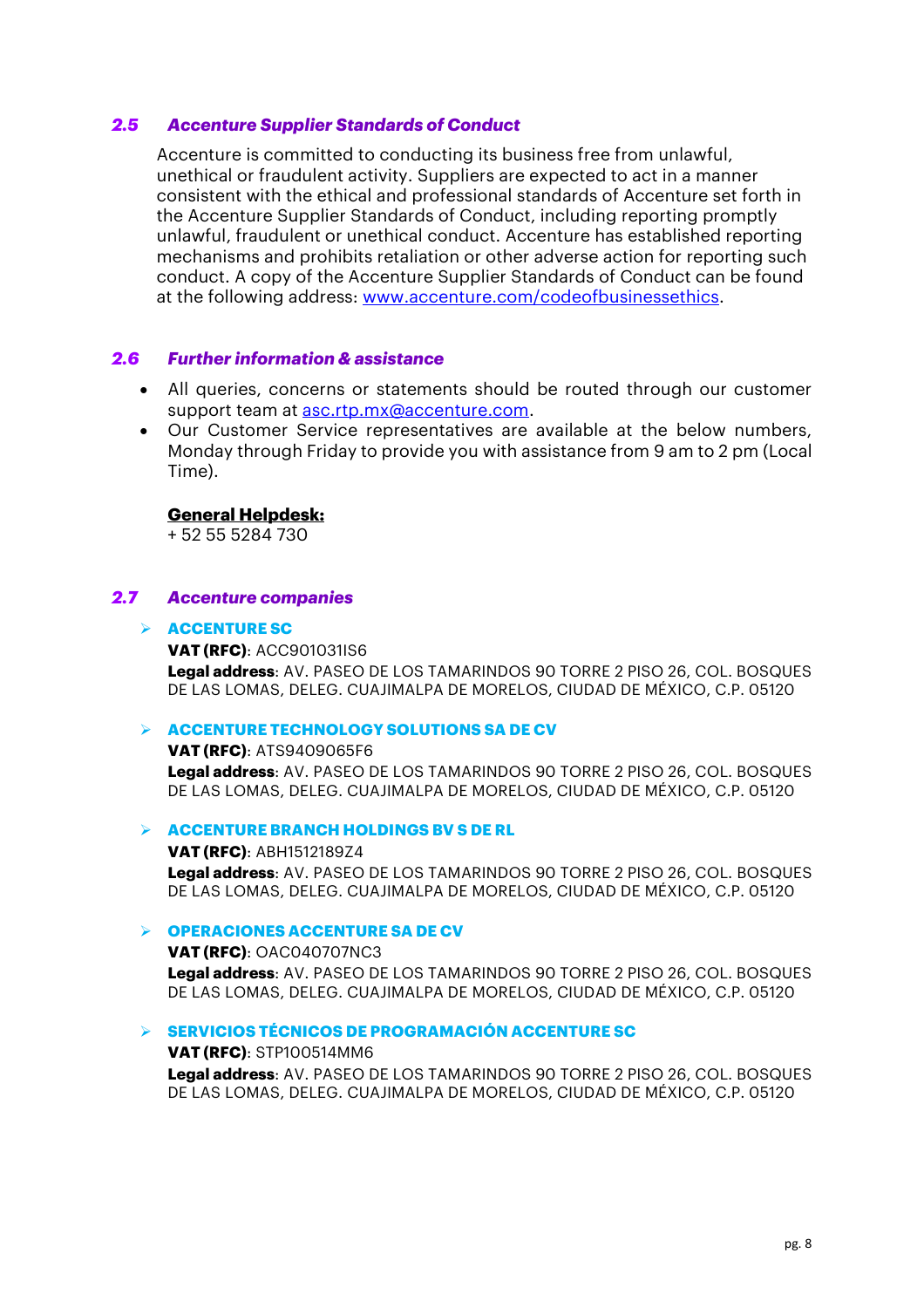### 2.5 *Accenture Supplier Standards of Conduct*

Accenture is committed to conducting its business free from unlawful, unethical or fraudulent activity. Suppliers are expected to act in a manner consistent with the ethical and professional standards of Accenture set forth in the Accenture Supplier Standards of Conduct, including reporting promptly unlawful, fraudulent or unethical conduct. Accenture has established reporting mechanisms and prohibits retaliation or other adverse action for reporting such conduct. A copy of the Accenture Supplier Standards of Conduct can be found at the following address: [www.accenture.com/codeofbusinessethics](www.accenture.com/codeofbusinessethics).

### 2.6 *Further information & assistance*

- All queries, concerns or statements should be routed through our customer support team at [asc.rtp.mx@accenture.com](mailto:asc.rtp.mx@accenture.com).
- Our Customer Service representatives are available at the below numbers, Monday through Friday to provide you with assistance from 9 am to 2 pm (Local Time).

**General Helpdesk:**
+ 52 55 5284 730

### 2.7 *Accenture companies*

- **ACCENTURE SC**
  **VAT (RFC)**: ACC901031IS6
  **Legal address**: AV. PASEO DE LOS TAMARINDOS 90 TORRE 2 PISO 26, COL. BOSQUES DE LAS LOMAS, DELEG. CUAJIMALPA DE MORELOS, CIUDAD DE MÉXICO, C.P. 05120

- **ACCENTURE TECHNOLOGY SOLUTIONS SA DE CV**
  **VAT (RFC)**: ATS9409065F6
  **Legal address**: AV. PASEO DE LOS TAMARINDOS 90 TORRE 2 PISO 26, COL. BOSQUES DE LAS LOMAS, DELEG. CUAJIMALPA DE MORELOS, CIUDAD DE MÉXICO, C.P. 05120

- **ACCENTURE BRANCH HOLDINGS BV S DE RL**
  **VAT (RFC)**: ABH1512189Z4
  **Legal address**: AV. PASEO DE LOS TAMARINDOS 90 TORRE 2 PISO 26, COL. BOSQUES DE LAS LOMAS, DELEG. CUAJIMALPA DE MORELOS, CIUDAD DE MÉXICO, C.P. 05120

- **OPERACIONES ACCENTURE SA DE CV**
  **VAT (RFC)**: OAC040707NC3
  **Legal address**: AV. PASEO DE LOS TAMARINDOS 90 TORRE 2 PISO 26, COL. BOSQUES DE LAS LOMAS, DELEG. CUAJIMALPA DE MORELOS, CIUDAD DE MÉXICO, C.P. 05120

- **SERVICIOS TÉCNICOS DE PROGRAMACIÓN ACCENTURE SC**
  **VAT (RFC)**: STP100514MM6
  **Legal address**: AV. PASEO DE LOS TAMARINDOS 90 TORRE 2 PISO 26, COL. BOSQUES DE LAS LOMAS, DELEG. CUAJIMALPA DE MORELOS, CIUDAD DE MÉXICO, C.P. 05120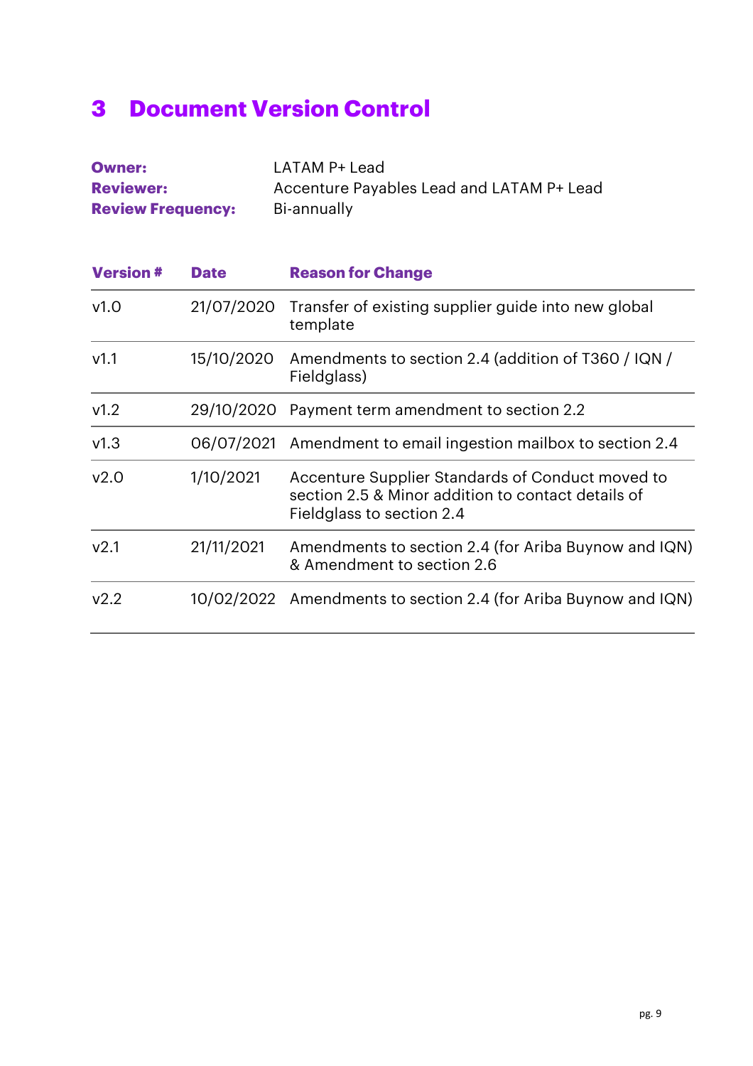# 3 Document Version Control

**Owner:** LATAM P+ Lead
**Reviewer:** Accenture Payables Lead and LATAM P+ Lead
**Review Frequency:** Bi-annually

| Version # | Date | Reason for Change |
|---|---|---|
| v1.0 | 21/07/2020 | Transfer of existing supplier guide into new global template |
| v1.1 | 15/10/2020 | Amendments to section 2.4 (addition of T360 / IQN / Fieldglass) |
| v1.2 | 29/10/2020 | Payment term amendment to section 2.2 |
| v1.3 | 06/07/2021 | Amendment to email ingestion mailbox to section 2.4 |
| v2.0 | 1/10/2021 | Accenture Supplier Standards of Conduct moved to section 2.5 & Minor addition to contact details of Fieldglass to section 2.4 |
| v2.1 | 21/11/2021 | Amendments to section 2.4 (for Ariba Buynow and IQN) & Amendment to section 2.6 |
| v2.2 | 10/02/2022 | Amendments to section 2.4 (for Ariba Buynow and IQN) |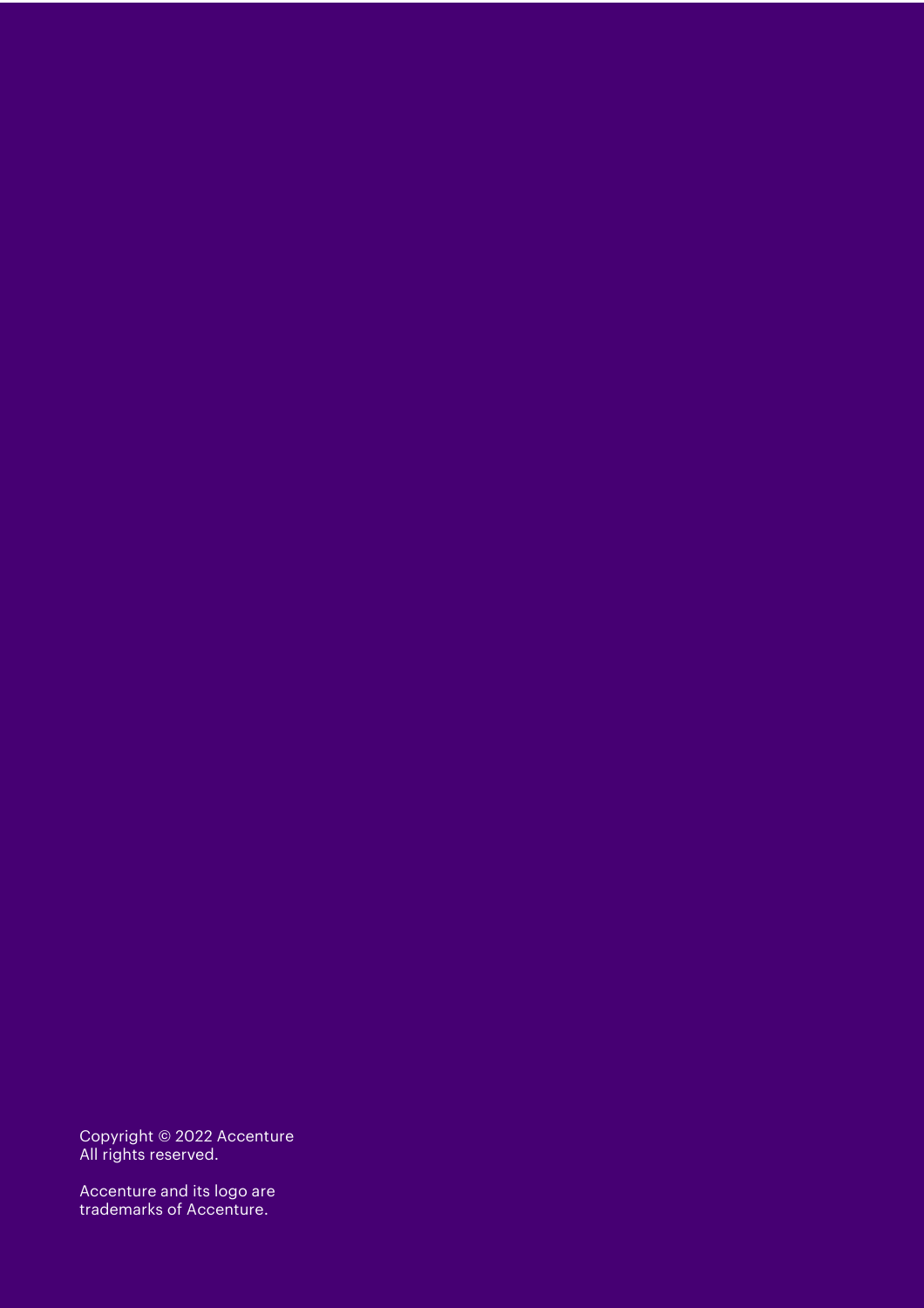Copyright © 2022 Accenture
All rights reserved.

Accenture and its logo are
trademarks of Accenture.